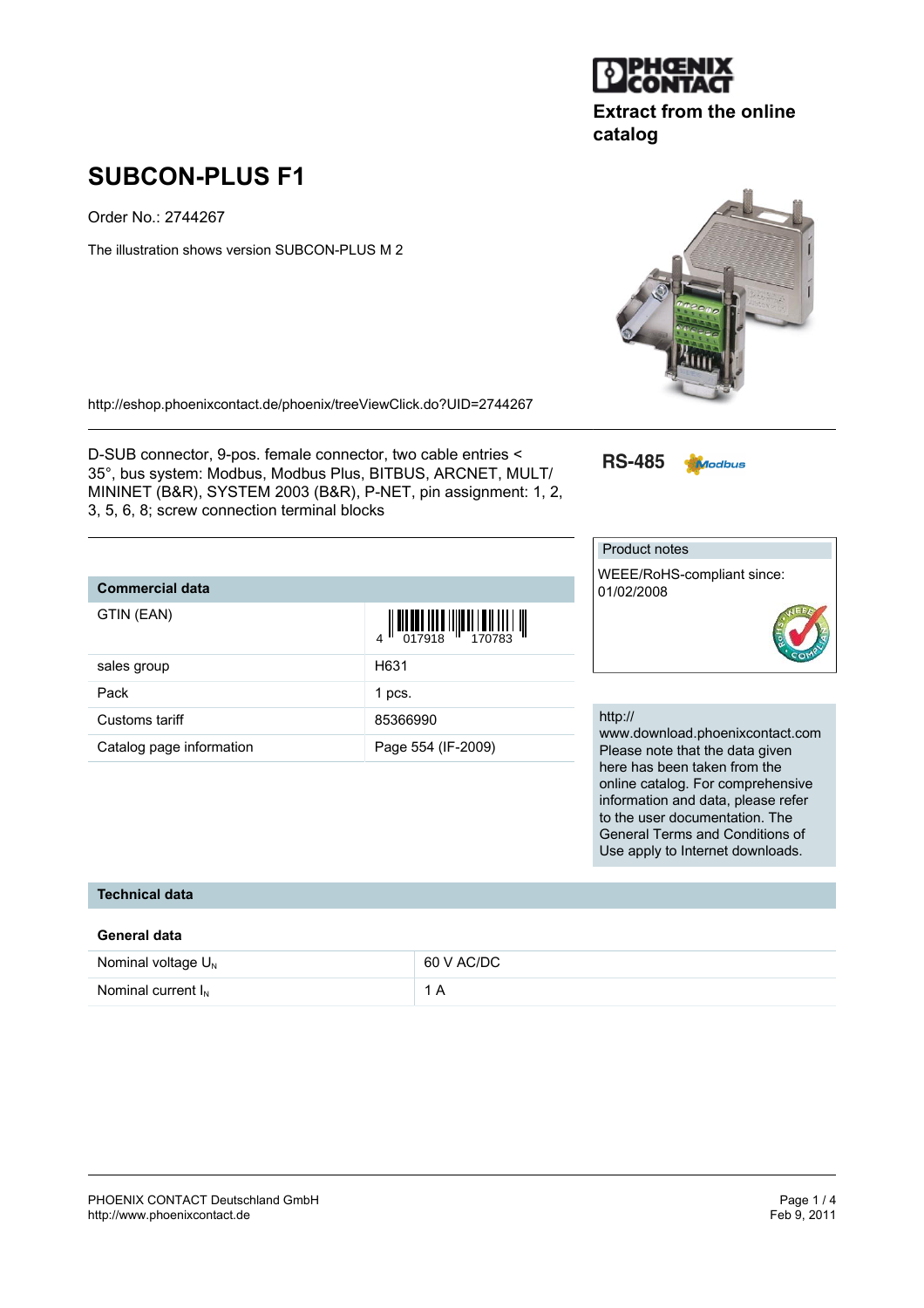Extract from the online catalog

# SUBCON-PLUS F1

Order No.: 2744267

The illustration shows version SUBCON-PLUS M 2

http://eshop.phoenixcontact.de/phoenix/treeViewClick.do?UID=2744267

D-SUB connector, 9-pos. female connector, two cable entries < 35°, bus system: Modbus, Modbus Plus, BITBUS, ARCNET, MULT/ MININET (B&R), SYSTEM 2003 (B&R), P-NET, pin assignment: 1, 2, 3, 5, 6, 8; screw connection terminal blocks

RS-485

| Commercial data | |
|---|---|
| GTIN (EAN) | 4 017918 170783 |
| sales group | H631 |
| Pack | 1 pcs. |
| Customs tariff | 85366990 |
| Catalog page information | Page 554 (IF-2009) |

Product notes

WEEE/RoHS-compliant since: 01/02/2008

http://www.download.phoenixcontact.com
Please note that the data given here has been taken from the online catalog. For comprehensive information and data, please refer to the user documentation. The General Terms and Conditions of Use apply to Internet downloads.

## Technical data

### General data

| | |
|---|---|
| Nominal voltage $U_N$ | 60 V AC/DC |
| Nominal current $I_N$ | 1 A |

PHOENIX CONTACT Deutschland GmbH
http://www.phoenixcontact.de

Feb 9, 2011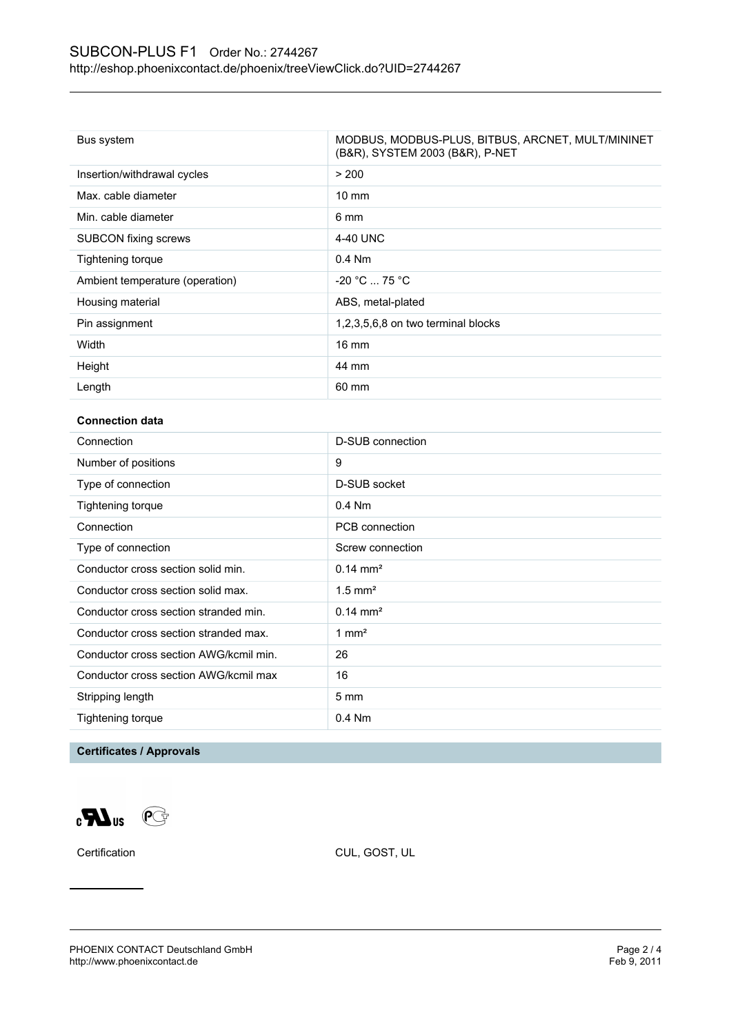| | |
|---|---|
| Bus system | MODBUS, MODBUS-PLUS, BITBUS, ARCNET, MULT/MININET (B&R), SYSTEM 2003 (B&R), P-NET |
| Insertion/withdrawal cycles | > 200 |
| Max. cable diameter | 10 mm |
| Min. cable diameter | 6 mm |
| SUBCON fixing screws | 4-40 UNC |
| Tightening torque | 0.4 Nm |
| Ambient temperature (operation) | -20 °C ... 75 °C |
| Housing material | ABS, metal-plated |
| Pin assignment | 1,2,3,5,6,8 on two terminal blocks |
| Width | 16 mm |
| Height | 44 mm |
| Length | 60 mm |

**Connection data**

| | |
|---|---|
| Connection | D-SUB connection |
| Number of positions | 9 |
| Type of connection | D-SUB socket |
| Tightening torque | 0.4 Nm |
| Connection | PCB connection |
| Type of connection | Screw connection |
| Conductor cross section solid min. | 0.14 mm² |
| Conductor cross section solid max. | 1.5 mm² |
| Conductor cross section stranded min. | 0.14 mm² |
| Conductor cross section stranded max. | 1 mm² |
| Conductor cross section AWG/kcmil min. | 26 |
| Conductor cross section AWG/kcmil max | 16 |
| Stripping length | 5 mm |
| Tightening torque | 0.4 Nm |

**Certificates / Approvals**

| | |
|---|---|
| Certification | CUL, GOST, UL |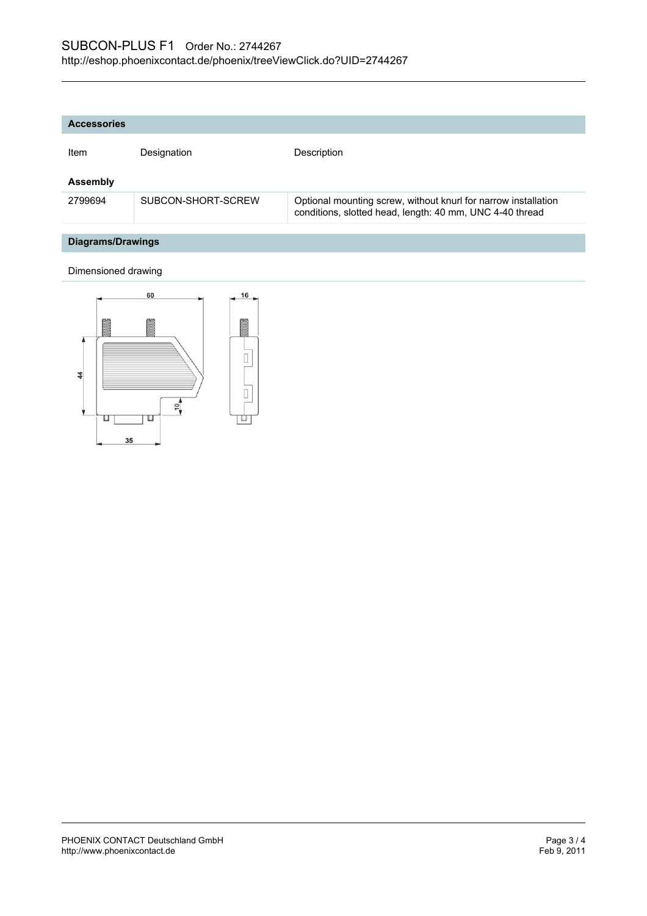## Accessories

| Item | Designation | Description |
| --- | --- | --- |
| **Assembly** | | |
| 2799694 | SUBCON-SHORT-SCREW | Optional mounting screw, without knurl for narrow installation conditions, slotted head, length: 40 mm, UNC 4-40 thread |

## Diagrams/Drawings

Dimensioned drawing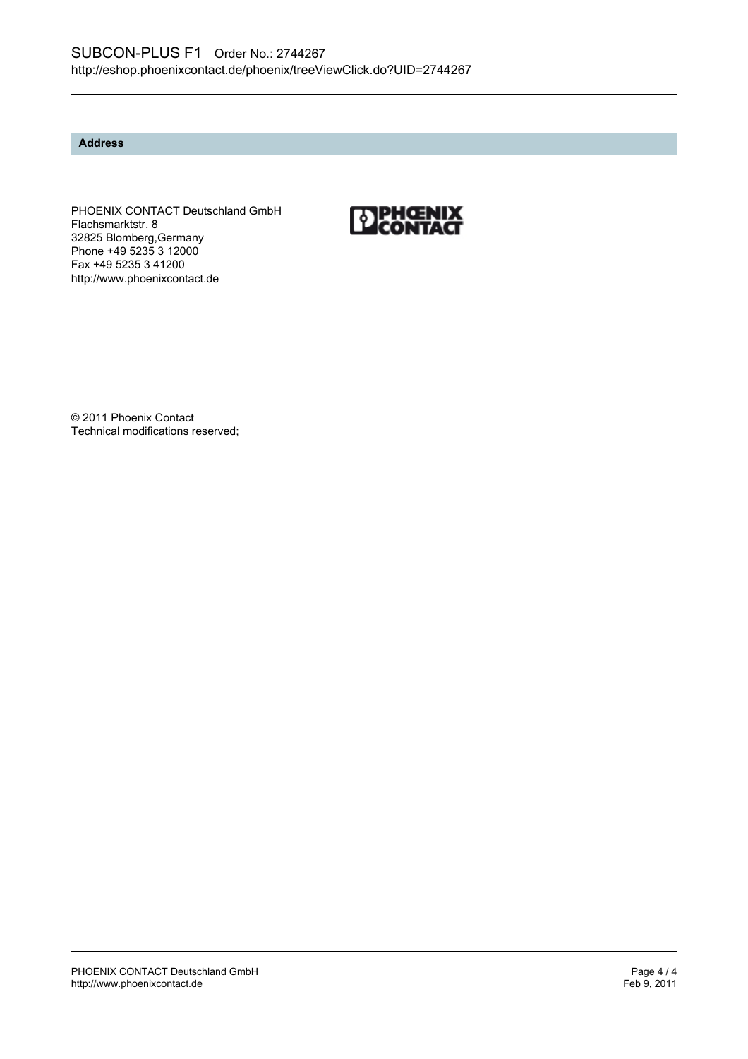## Address

PHOENIX CONTACT Deutschland GmbH
Flachsmarktstr. 8
32825 Blomberg,Germany
Phone +49 5235 3 12000
Fax +49 5235 3 41200
http://www.phoenixcontact.de

© 2011 Phoenix Contact
Technical modifications reserved;